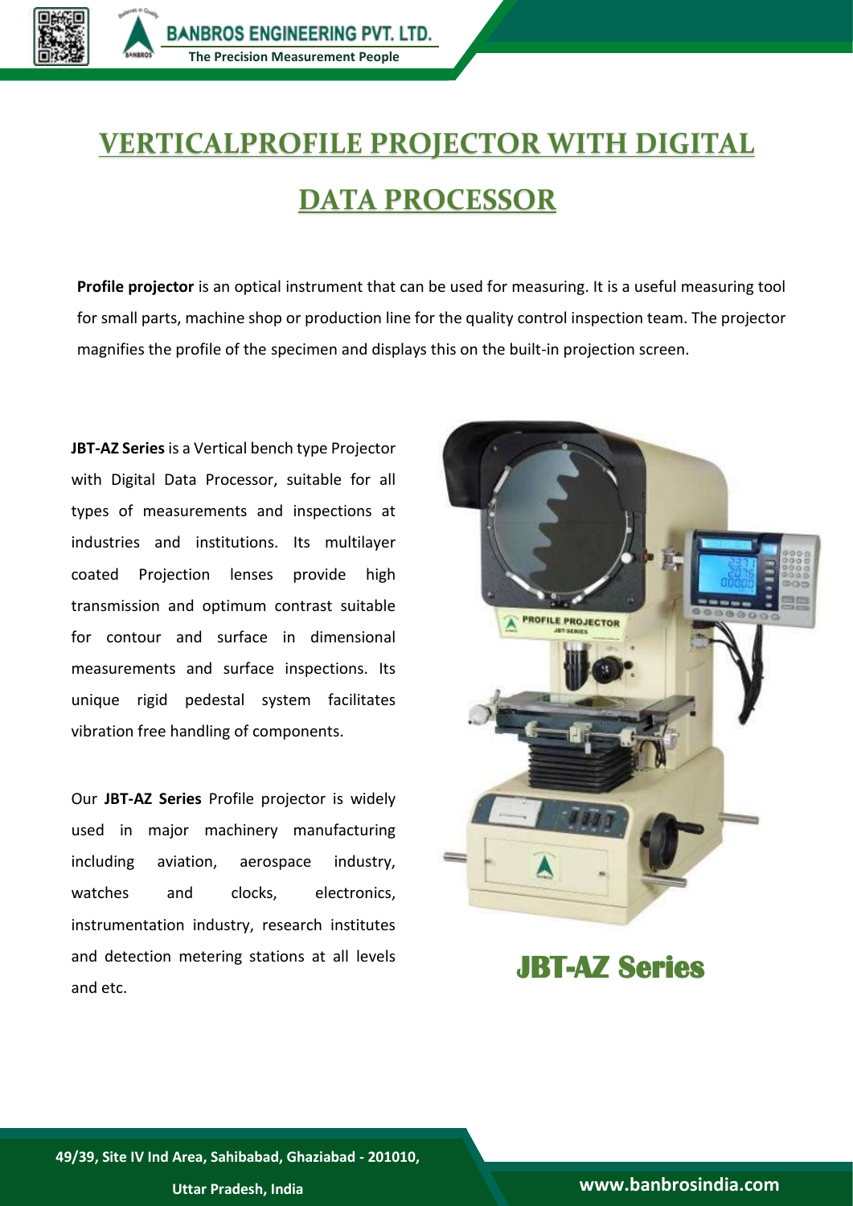# VERTICALPROFILE PROJECTOR WITH DIGITAL DATA PROCESSOR

**Profile projector** is an optical instrument that can be used for measuring. It is a useful measuring tool for small parts, machine shop or production line for the quality control inspection team. The projector magnifies the profile of the specimen and displays this on the built-in projection screen.

**JBT-AZ Series** is a Vertical bench type Projector with Digital Data Processor, suitable for all types of measurements and inspections at industries and institutions. Its multilayer coated Projection lenses provide high transmission and optimum contrast suitable for contour and surface in dimensional measurements and surface inspections. Its unique rigid pedestal system facilitates vibration free handling of components.

Our **JBT-AZ Series** Profile projector is widely used in major machinery manufacturing including aviation, aerospace industry, watches and clocks, electronics, instrumentation industry, research institutes and detection metering stations at all levels and etc.

**JBT-AZ Series**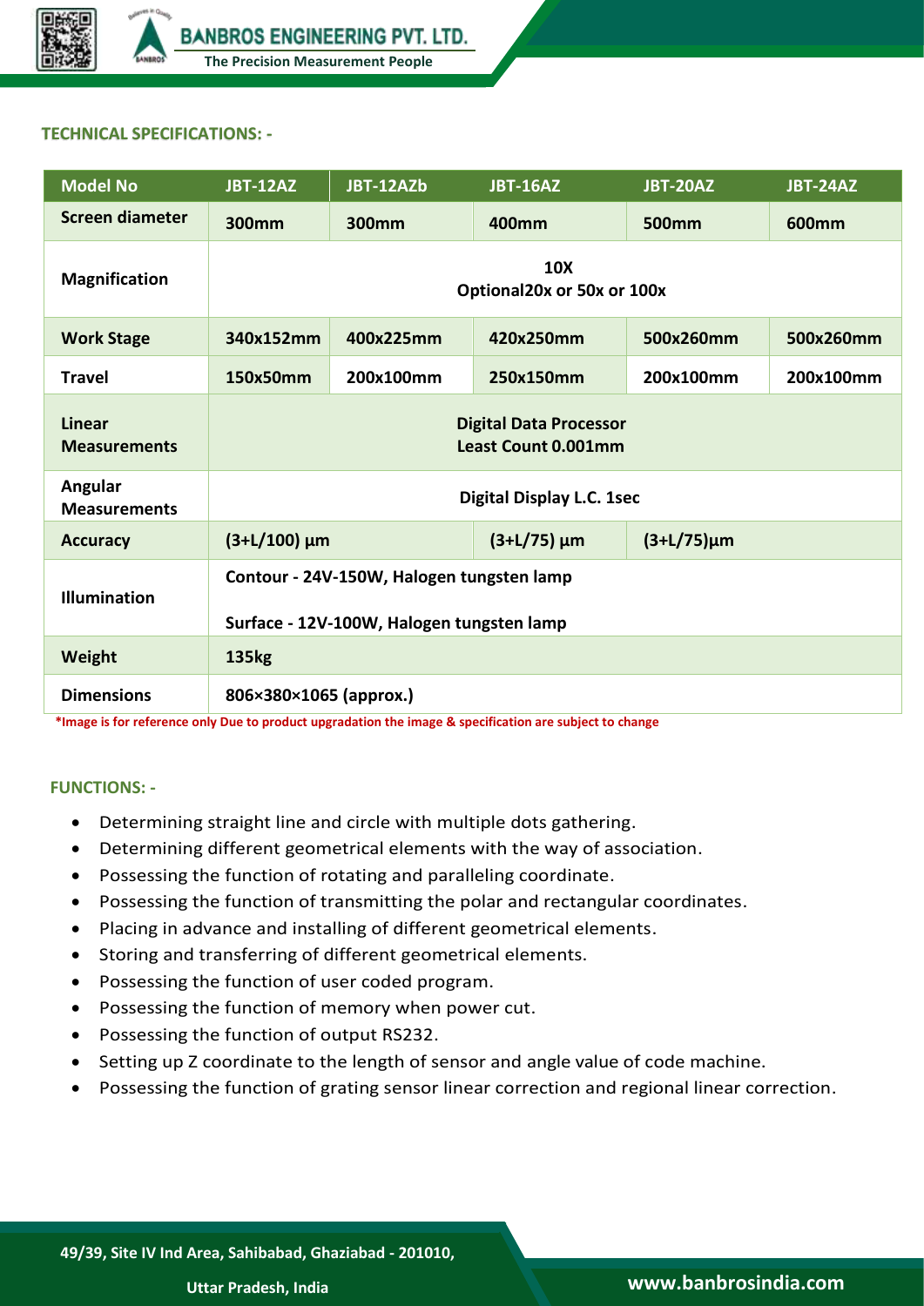## TECHNICAL SPECIFICATIONS: -

| Model No | JBT-12AZ | JBT-12AZb | JBT-16AZ | JBT-20AZ | JBT-24AZ |
|---|---|---|---|---|---|
| Screen diameter | 300mm | 300mm | 400mm | 500mm | 600mm |
| Magnification | 10X<br>Optional20x or 50x or 100x | | | | |
| Work Stage | 340x152mm | 400x225mm | 420x250mm | 500x260mm | 500x260mm |
| Travel | 150x50mm | 200x100mm | 250x150mm | 200x100mm | 200x100mm |
| Linear Measurements | Digital Data Processor<br>Least Count 0.001mm | | | | |
| Angular Measurements | Digital Display L.C. 1sec | | | | |
| Accuracy | (3+L/100) µm | | (3+L/75) µm | (3+L/75)µm | |
| Illumination | Contour - 24V-150W, Halogen tungsten lamp<br>Surface - 12V-100W, Halogen tungsten lamp | | | | |
| Weight | 135kg | | | | |
| Dimensions | 806×380×1065 (approx.) | | | | |

*Image is for reference only Due to product upgradation the image & specification are subject to change

## FUNCTIONS: -

- Determining straight line and circle with multiple dots gathering.
- Determining different geometrical elements with the way of association.
- Possessing the function of rotating and paralleling coordinate.
- Possessing the function of transmitting the polar and rectangular coordinates.
- Placing in advance and installing of different geometrical elements.
- Storing and transferring of different geometrical elements.
- Possessing the function of user coded program.
- Possessing the function of memory when power cut.
- Possessing the function of output RS232.
- Setting up Z coordinate to the length of sensor and angle value of code machine.
- Possessing the function of grating sensor linear correction and regional linear correction.